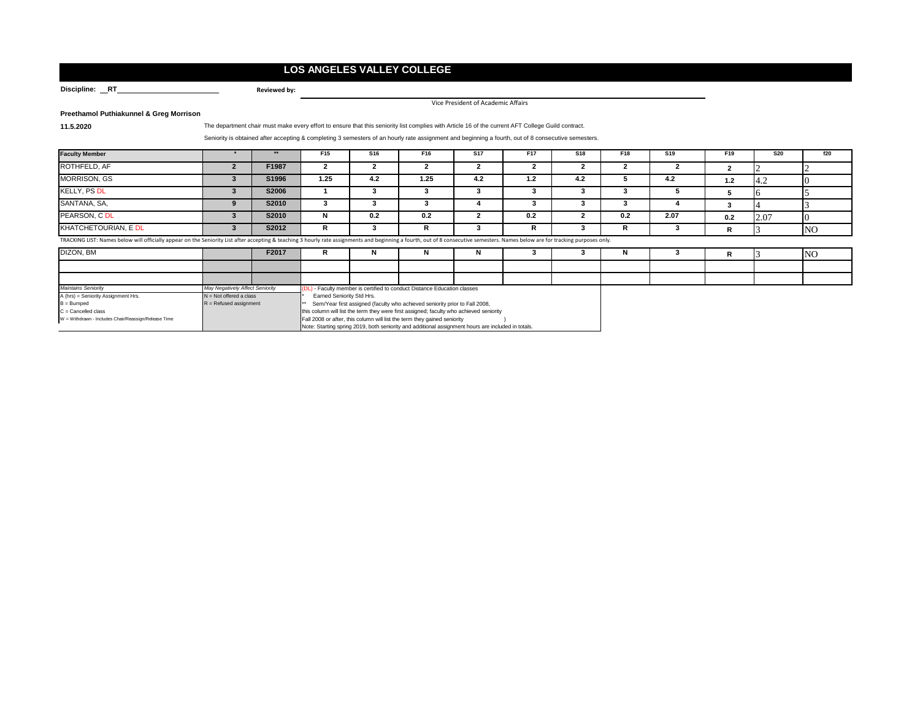# LOS ANGELES VALLEY COLLEGE

**Discipline:** RT

**Reviewed by:**

Vice President of Academic Affairs

**Preethamol Puthiakunnel & Greg Morrison**

**11.5.2020**

The department chair must make every effort to ensure that this seniority list complies with Article 16 of the current AFT College Guild contract.

Seniority is obtained after accepting & completing 3 semesters of an hourly rate assignment and beginning a fourth, out of 8 consecutive semesters.

| Faculty Member | * | ** | F15 | S16 | F16 | S17 | F17 | S18 | F18 | S19 | F19 | S20 | f20 |
|---|---|---|---|---|---|---|---|---|---|---|---|---|---|
| ROTHFELD, AF | 2 | F1987 | 2 | 2 | 2 | 2 | 2 | 2 | 2 | 2 | 2 | 2 | 2 |
| MORRISON, GS | 3 | S1996 | 1.25 | 4.2 | 1.25 | 4.2 | 1.2 | 4.2 | 5 | 4.2 | 1.2 | 4.2 | 0 |
| KELLY, PS DL | 3 | S2006 | 1 | 3 | 3 | 3 | 3 | 3 | 3 | 5 | 5 | 6 | 5 |
| SANTANA, SA, | 9 | S2010 | 3 | 3 | 3 | 4 | 3 | 3 | 3 | 4 | 3 | 4 | 3 |
| PEARSON, C DL | 3 | S2010 | N | 0.2 | 0.2 | 2 | 0.2 | 2 | 0.2 | 2.07 | 0.2 | 2.07 | 0 |
| KHATCHETOURIAN, E DL | 3 | S2012 | R | 3 | R | 3 | R | 3 | R | 3 | R | 3 | NO |

TRACKING LIST: Names below will officially appear on the Seniority List after accepting & teaching 3 hourly rate assignments and beginning a fourth, out of 8 consecutive semesters. Names below are for tracking purposes only.

| Faculty Member | * | ** | F15 | S16 | F16 | S17 | F17 | S18 | F18 | S19 | F19 | S20 | f20 |
|---|---|---|---|---|---|---|---|---|---|---|---|---|---|
| DIZON, BM | | F2017 | R | N | N | N | 3 | 3 | N | 3 | R | 3 | NO |
| | | | | | | | | | | | | | |
| | | | | | | | | | | | | | |

| *Maintains Seniority* | *May Negatively Affect Seniority* | |
|---|---|---|
| A (hrs) = Seniority Assignment Hrs. | N = Not offered a class | (DL) - Faculty member is certified to conduct Distance Education classes |
| B = Bumped | R = Refused assignment | * Earned Seniority Std Hrs. |
| C = Cancelled class | | ** Sem/Year first assigned (faculty who achieved seniority prior to Fall 2008, this column will list the term they were first assigned; faculty who achieved seniority Fall 2008 or after, this column will list the term they gained seniority ) |
| W = Withdrawn - Includes Chair/Reassign/Release Time | | Note: Starting spring 2019, both seniority and additional assignment hours are included in totals. |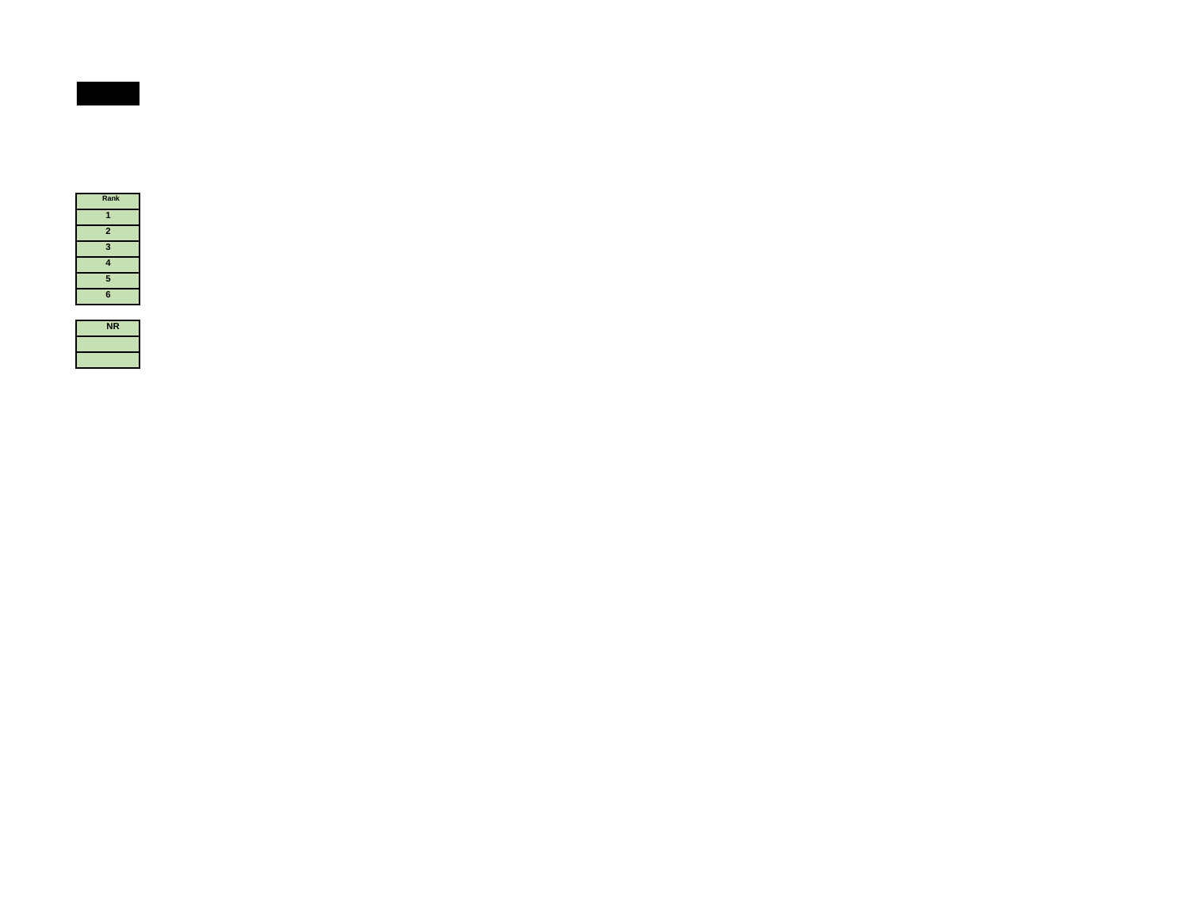| Rank |
| --- |
| 1 |
| 2 |
| 3 |
| 4 |
| 5 |
| 6 |

| NR |
| --- |
| |
| |